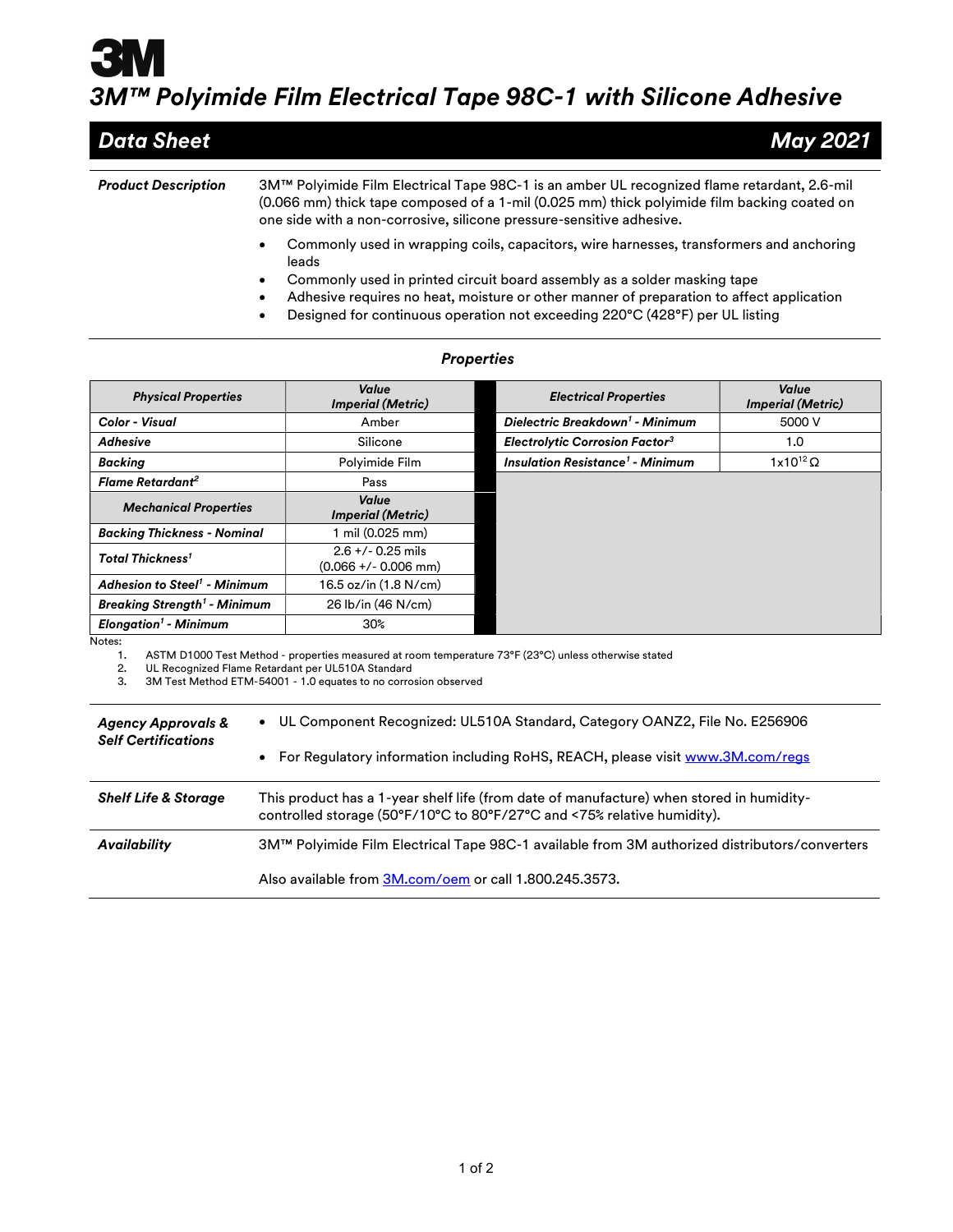# 3M™ Polyimide Film Electrical Tape 98C-1 with Silicone Adhesive

## Data Sheet — May 2021

**Product Description**

3M™ Polyimide Film Electrical Tape 98C-1 is an amber UL recognized flame retardant, 2.6-mil (0.066 mm) thick tape composed of a 1-mil (0.025 mm) thick polyimide film backing coated on one side with a non-corrosive, silicone pressure-sensitive adhesive.

- Commonly used in wrapping coils, capacitors, wire harnesses, transformers and anchoring leads
- Commonly used in printed circuit board assembly as a solder masking tape
- Adhesive requires no heat, moisture or other manner of preparation to affect application
- Designed for continuous operation not exceeding 220°C (428°F) per UL listing

### Properties

| Physical Properties | Value Imperial (Metric) |
|---|---|
| Color - Visual | Amber |
| Adhesive | Silicone |
| Backing | Polyimide Film |
| Flame Retardant[2] | Pass |

| Mechanical Properties | Value Imperial (Metric) |
|---|---|
| Backing Thickness - Nominal | 1 mil (0.025 mm) |
| Total Thickness[1] | 2.6 +/- 0.25 mils (0.066 +/- 0.006 mm) |
| Adhesion to Steel[1] - Minimum | 16.5 oz/in (1.8 N/cm) |
| Breaking Strength[1] - Minimum | 26 lb/in (46 N/cm) |
| Elongation[1] - Minimum | 30% |

| Electrical Properties | Value Imperial (Metric) |
|---|---|
| Dielectric Breakdown[1] - Minimum | 5000 V |
| Electrolytic Corrosion Factor[3] | 1.0 |
| Insulation Resistance[1] - Minimum | $1 \times 10^{12}\ \Omega$ |

Notes:

1. ASTM D1000 Test Method - properties measured at room temperature 73°F (23°C) unless otherwise stated
2. UL Recognized Flame Retardant per UL510A Standard
3. 3M Test Method ETM-54001 - 1.0 equates to no corrosion observed

**Agency Approvals & Self Certifications**

- UL Component Recognized: UL510A Standard, Category OANZ2, File No. E256906
- For Regulatory information including RoHS, REACH, please visit www.3M.com/regs

**Shelf Life & Storage**

This product has a 1-year shelf life (from date of manufacture) when stored in humidity-controlled storage (50°F/10°C to 80°F/27°C and <75% relative humidity).

**Availability**

3M™ Polyimide Film Electrical Tape 98C-1 available from 3M authorized distributors/converters

Also available from 3M.com/oem or call 1.800.245.3573.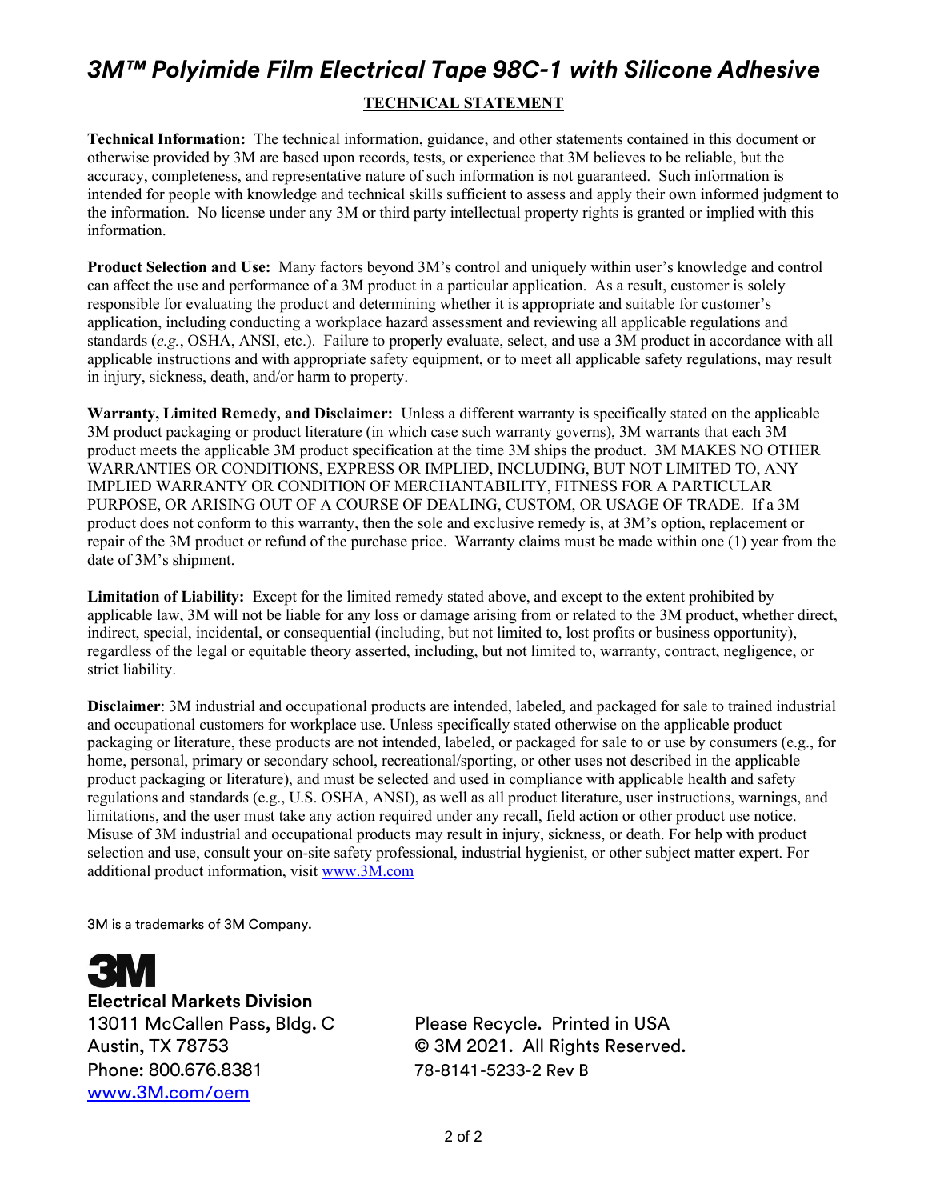# 3M™ Polyimide Film Electrical Tape 98C-1 with Silicone Adhesive

## TECHNICAL STATEMENT

**Technical Information:** The technical information, guidance, and other statements contained in this document or otherwise provided by 3M are based upon records, tests, or experience that 3M believes to be reliable, but the accuracy, completeness, and representative nature of such information is not guaranteed. Such information is intended for people with knowledge and technical skills sufficient to assess and apply their own informed judgment to the information. No license under any 3M or third party intellectual property rights is granted or implied with this information.

**Product Selection and Use:** Many factors beyond 3M's control and uniquely within user's knowledge and control can affect the use and performance of a 3M product in a particular application. As a result, customer is solely responsible for evaluating the product and determining whether it is appropriate and suitable for customer's application, including conducting a workplace hazard assessment and reviewing all applicable regulations and standards (*e.g.*, OSHA, ANSI, etc.). Failure to properly evaluate, select, and use a 3M product in accordance with all applicable instructions and with appropriate safety equipment, or to meet all applicable safety regulations, may result in injury, sickness, death, and/or harm to property.

**Warranty, Limited Remedy, and Disclaimer:** Unless a different warranty is specifically stated on the applicable 3M product packaging or product literature (in which case such warranty governs), 3M warrants that each 3M product meets the applicable 3M product specification at the time 3M ships the product. 3M MAKES NO OTHER WARRANTIES OR CONDITIONS, EXPRESS OR IMPLIED, INCLUDING, BUT NOT LIMITED TO, ANY IMPLIED WARRANTY OR CONDITION OF MERCHANTABILITY, FITNESS FOR A PARTICULAR PURPOSE, OR ARISING OUT OF A COURSE OF DEALING, CUSTOM, OR USAGE OF TRADE. If a 3M product does not conform to this warranty, then the sole and exclusive remedy is, at 3M's option, replacement or repair of the 3M product or refund of the purchase price. Warranty claims must be made within one (1) year from the date of 3M's shipment.

**Limitation of Liability:** Except for the limited remedy stated above, and except to the extent prohibited by applicable law, 3M will not be liable for any loss or damage arising from or related to the 3M product, whether direct, indirect, special, incidental, or consequential (including, but not limited to, lost profits or business opportunity), regardless of the legal or equitable theory asserted, including, but not limited to, warranty, contract, negligence, or strict liability.

**Disclaimer**: 3M industrial and occupational products are intended, labeled, and packaged for sale to trained industrial and occupational customers for workplace use. Unless specifically stated otherwise on the applicable product packaging or literature, these products are not intended, labeled, or packaged for sale to or use by consumers (e.g., for home, personal, primary or secondary school, recreational/sporting, or other uses not described in the applicable product packaging or literature), and must be selected and used in compliance with applicable health and safety regulations and standards (e.g., U.S. OSHA, ANSI), as well as all product literature, user instructions, warnings, and limitations, and the user must take any action required under any recall, field action or other product use notice. Misuse of 3M industrial and occupational products may result in injury, sickness, or death. For help with product selection and use, consult your on-site safety professional, industrial hygienist, or other subject matter expert. For additional product information, visit www.3M.com

3M is a trademarks of 3M Company.

3M

**Electrical Markets Division**
13011 McCallen Pass, Bldg. C
Austin, TX 78753
Phone: 800.676.8381
www.3M.com/oem

Please Recycle. Printed in USA
© 3M 2021. All Rights Reserved.
78-8141-5233-2 Rev B